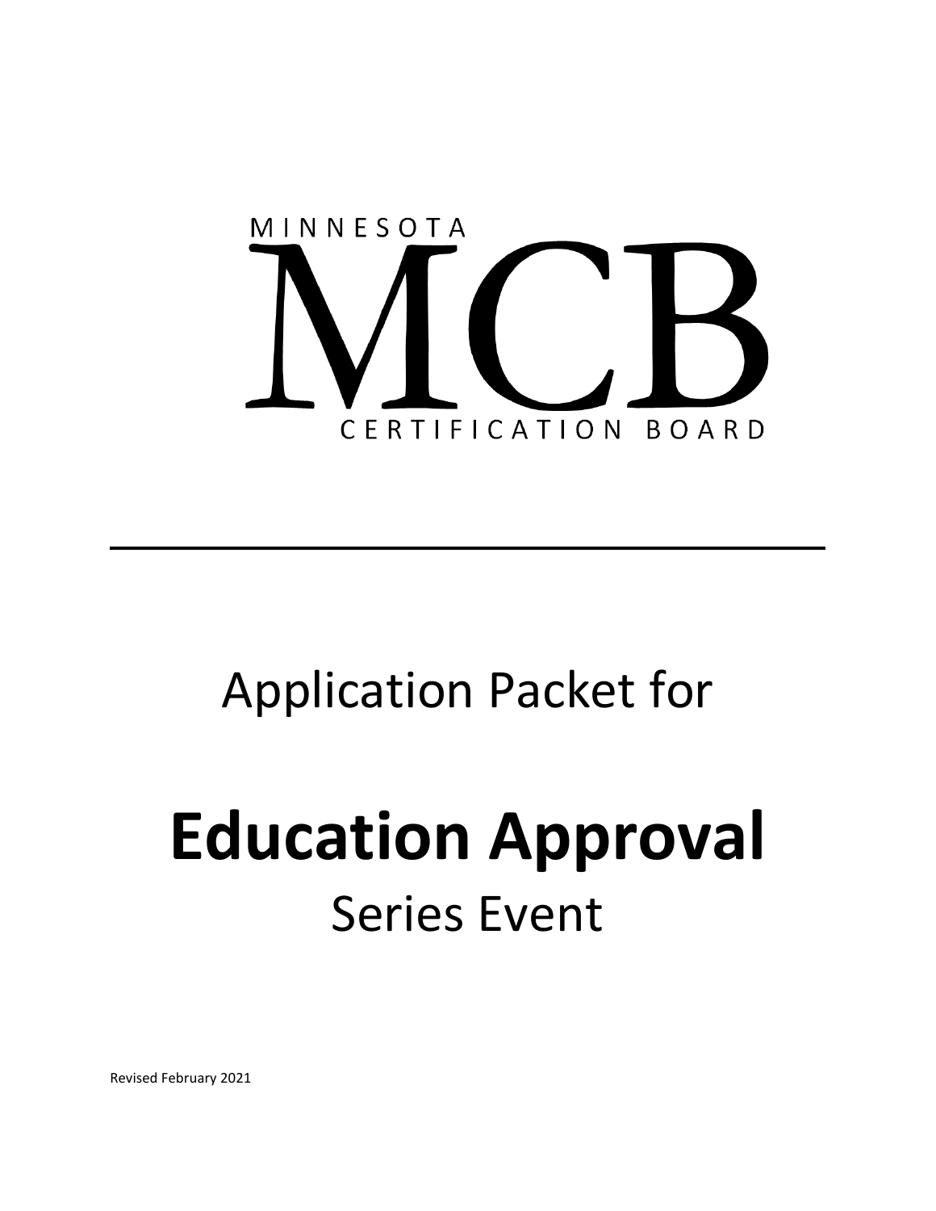MINNESOTA

MCB

CERTIFICATION BOARD

---

# Application Packet for

# **Education Approval**

## Series Event

Revised February 2021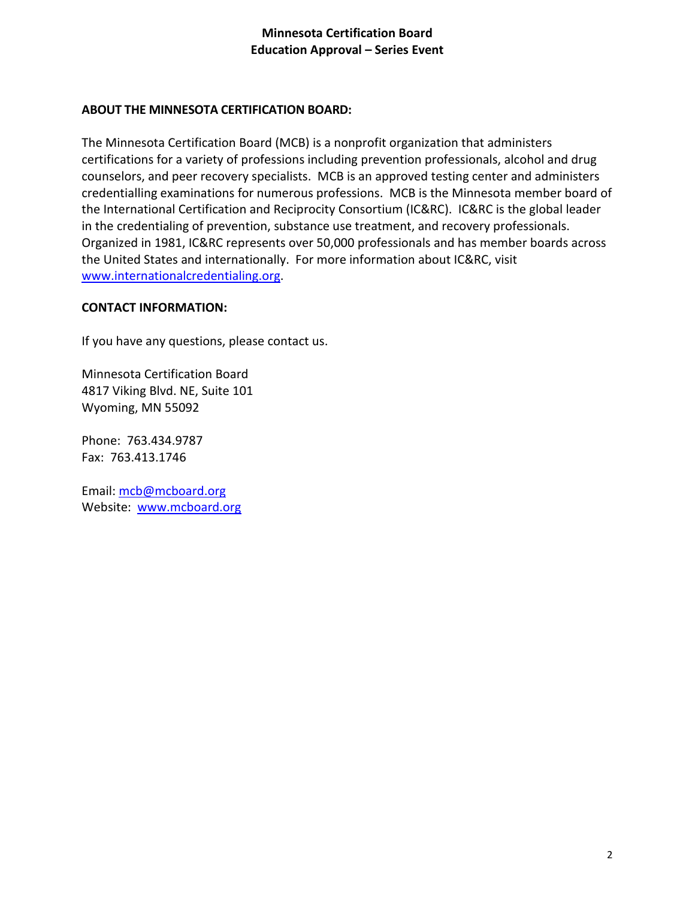## ABOUT THE MINNESOTA CERTIFICATION BOARD:

The Minnesota Certification Board (MCB) is a nonprofit organization that administers certifications for a variety of professions including prevention professionals, alcohol and drug counselors, and peer recovery specialists. MCB is an approved testing center and administers credentialling examinations for numerous professions. MCB is the Minnesota member board of the International Certification and Reciprocity Consortium (IC&RC). IC&RC is the global leader in the credentialing of prevention, substance use treatment, and recovery professionals. Organized in 1981, IC&RC represents over 50,000 professionals and has member boards across the United States and internationally. For more information about IC&RC, visit www.internationalcredentialing.org.

## CONTACT INFORMATION:

If you have any questions, please contact us.

Minnesota Certification Board
4817 Viking Blvd. NE, Suite 101
Wyoming, MN 55092

Phone: 763.434.9787
Fax: 763.413.1746

Email: mcb@mcboard.org
Website: www.mcboard.org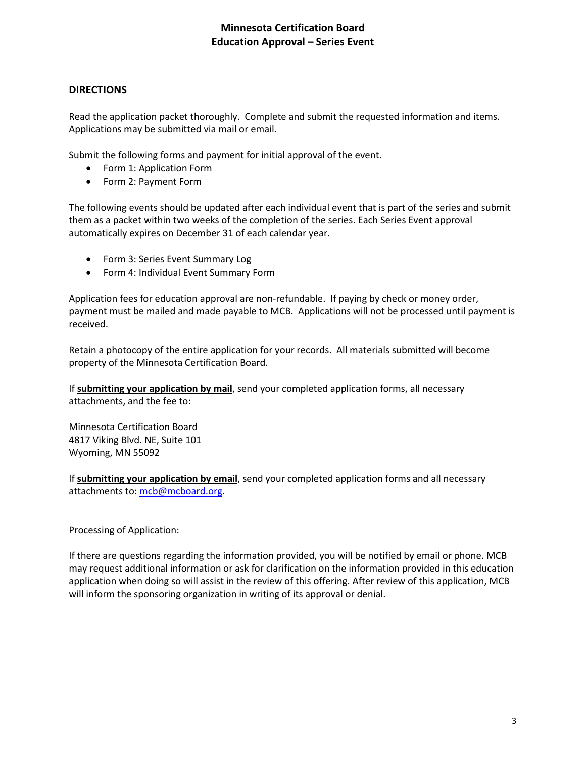# Minnesota Certification Board
## Education Approval – Series Event

### DIRECTIONS

Read the application packet thoroughly. Complete and submit the requested information and items. Applications may be submitted via mail or email.

Submit the following forms and payment for initial approval of the event.

- Form 1: Application Form
- Form 2: Payment Form

The following events should be updated after each individual event that is part of the series and submit them as a packet within two weeks of the completion of the series. Each Series Event approval automatically expires on December 31 of each calendar year.

- Form 3: Series Event Summary Log
- Form 4: Individual Event Summary Form

Application fees for education approval are non-refundable. If paying by check or money order, payment must be mailed and made payable to MCB. Applications will not be processed until payment is received.

Retain a photocopy of the entire application for your records. All materials submitted will become property of the Minnesota Certification Board.

If **submitting your application by mail**, send your completed application forms, all necessary attachments, and the fee to:

Minnesota Certification Board
4817 Viking Blvd. NE, Suite 101
Wyoming, MN 55092

If **submitting your application by email**, send your completed application forms and all necessary attachments to: mcb@mcboard.org.

Processing of Application:

If there are questions regarding the information provided, you will be notified by email or phone. MCB may request additional information or ask for clarification on the information provided in this education application when doing so will assist in the review of this offering. After review of this application, MCB will inform the sponsoring organization in writing of its approval or denial.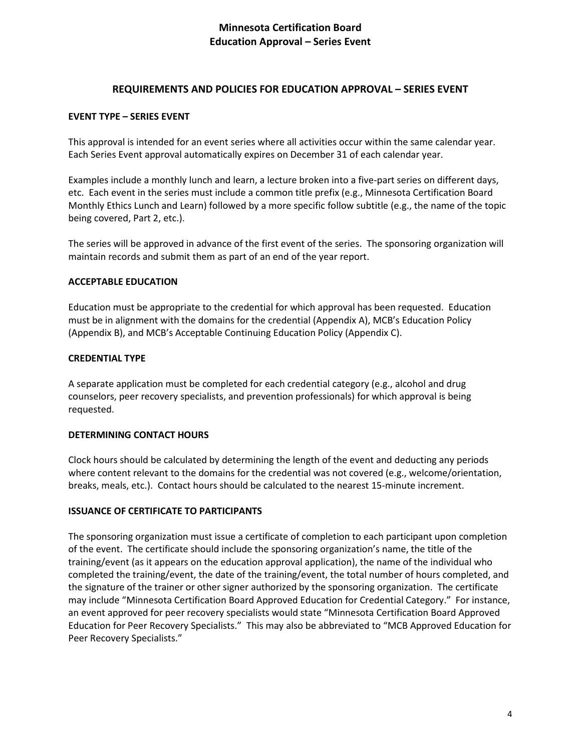## REQUIREMENTS AND POLICIES FOR EDUCATION APPROVAL – SERIES EVENT

### EVENT TYPE – SERIES EVENT

This approval is intended for an event series where all activities occur within the same calendar year. Each Series Event approval automatically expires on December 31 of each calendar year.

Examples include a monthly lunch and learn, a lecture broken into a five-part series on different days, etc. Each event in the series must include a common title prefix (e.g., Minnesota Certification Board Monthly Ethics Lunch and Learn) followed by a more specific follow subtitle (e.g., the name of the topic being covered, Part 2, etc.).

The series will be approved in advance of the first event of the series. The sponsoring organization will maintain records and submit them as part of an end of the year report.

### ACCEPTABLE EDUCATION

Education must be appropriate to the credential for which approval has been requested. Education must be in alignment with the domains for the credential (Appendix A), MCB's Education Policy (Appendix B), and MCB's Acceptable Continuing Education Policy (Appendix C).

### CREDENTIAL TYPE

A separate application must be completed for each credential category (e.g., alcohol and drug counselors, peer recovery specialists, and prevention professionals) for which approval is being requested.

### DETERMINING CONTACT HOURS

Clock hours should be calculated by determining the length of the event and deducting any periods where content relevant to the domains for the credential was not covered (e.g., welcome/orientation, breaks, meals, etc.). Contact hours should be calculated to the nearest 15-minute increment.

### ISSUANCE OF CERTIFICATE TO PARTICIPANTS

The sponsoring organization must issue a certificate of completion to each participant upon completion of the event. The certificate should include the sponsoring organization's name, the title of the training/event (as it appears on the education approval application), the name of the individual who completed the training/event, the date of the training/event, the total number of hours completed, and the signature of the trainer or other signer authorized by the sponsoring organization. The certificate may include "Minnesota Certification Board Approved Education for Credential Category." For instance, an event approved for peer recovery specialists would state "Minnesota Certification Board Approved Education for Peer Recovery Specialists." This may also be abbreviated to "MCB Approved Education for Peer Recovery Specialists."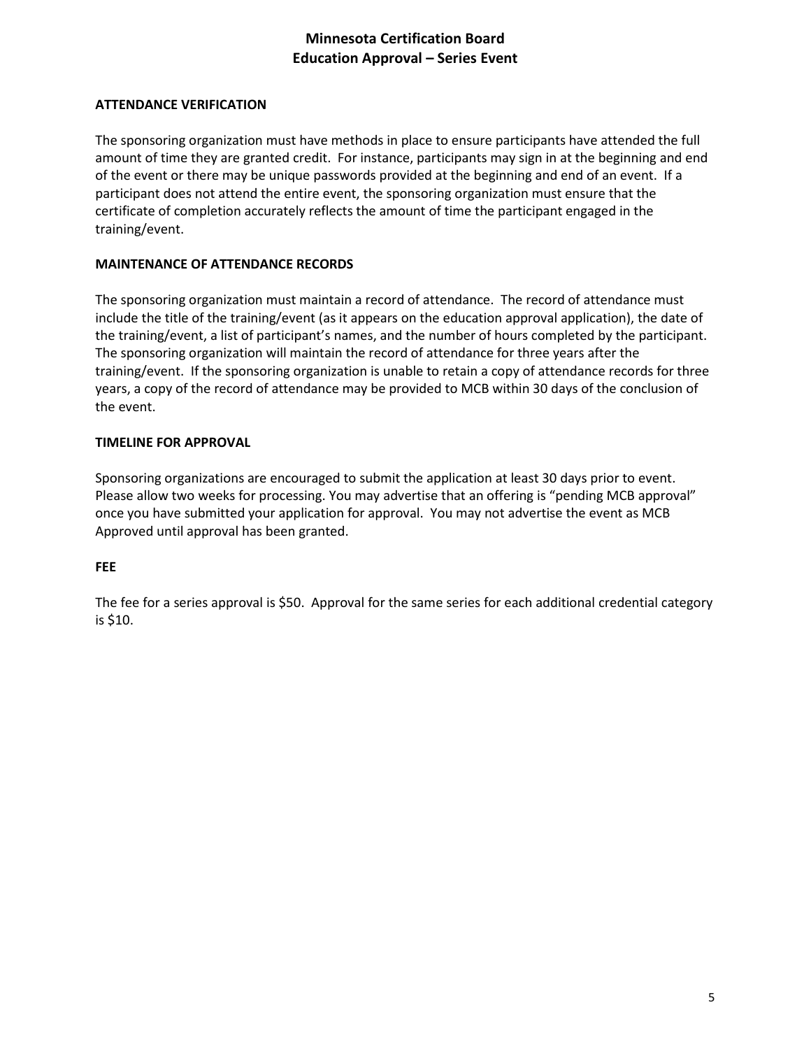## ATTENDANCE VERIFICATION

The sponsoring organization must have methods in place to ensure participants have attended the full amount of time they are granted credit. For instance, participants may sign in at the beginning and end of the event or there may be unique passwords provided at the beginning and end of an event. If a participant does not attend the entire event, the sponsoring organization must ensure that the certificate of completion accurately reflects the amount of time the participant engaged in the training/event.

## MAINTENANCE OF ATTENDANCE RECORDS

The sponsoring organization must maintain a record of attendance. The record of attendance must include the title of the training/event (as it appears on the education approval application), the date of the training/event, a list of participant's names, and the number of hours completed by the participant. The sponsoring organization will maintain the record of attendance for three years after the training/event. If the sponsoring organization is unable to retain a copy of attendance records for three years, a copy of the record of attendance may be provided to MCB within 30 days of the conclusion of the event.

## TIMELINE FOR APPROVAL

Sponsoring organizations are encouraged to submit the application at least 30 days prior to event. Please allow two weeks for processing. You may advertise that an offering is "pending MCB approval" once you have submitted your application for approval. You may not advertise the event as MCB Approved until approval has been granted.

## FEE

The fee for a series approval is $50. Approval for the same series for each additional credential category is $10.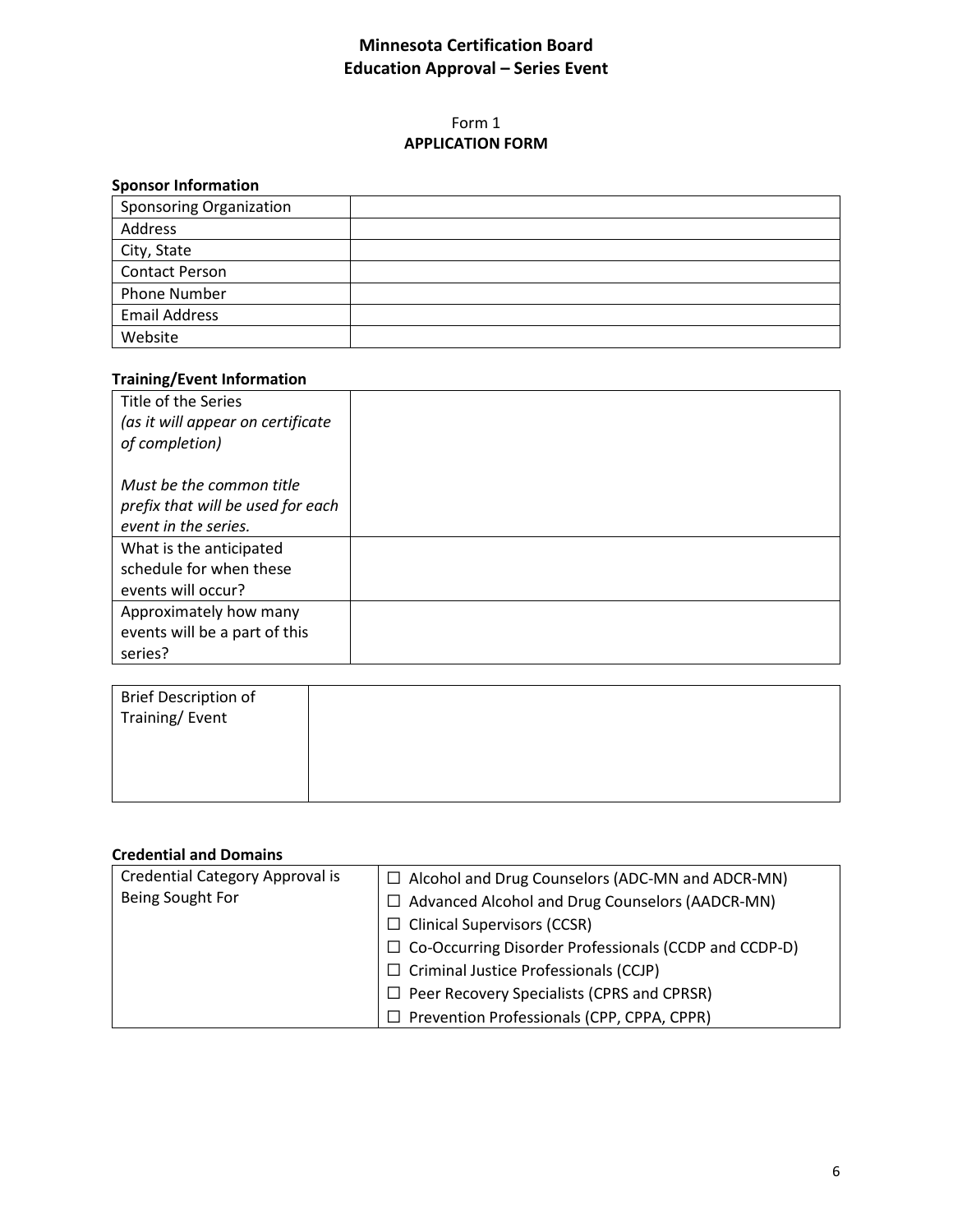# Minnesota Certification Board
## Education Approval – Series Event

Form 1
**APPLICATION FORM**

**Sponsor Information**

| | |
|---|---|
| Sponsoring Organization | |
| Address | |
| City, State | |
| Contact Person | |
| Phone Number | |
| Email Address | |
| Website | |

**Training/Event Information**

| | |
|---|---|
| Title of the Series *(as it will appear on certificate of completion)*<br><br>*Must be the common title prefix that will be used for each event in the series.* | |
| What is the anticipated schedule for when these events will occur? | |
| Approximately how many events will be a part of this series? | |

| | |
|---|---|
| Brief Description of Training/ Event | |

**Credential and Domains**

| | |
|---|---|
| Credential Category Approval is Being Sought For | ☐ Alcohol and Drug Counselors (ADC-MN and ADCR-MN)<br>☐ Advanced Alcohol and Drug Counselors (AADCR-MN)<br>☐ Clinical Supervisors (CCSR)<br>☐ Co-Occurring Disorder Professionals (CCDP and CCDP-D)<br>☐ Criminal Justice Professionals (CCJP)<br>☐ Peer Recovery Specialists (CPRS and CPRSR)<br>☐ Prevention Professionals (CPP, CPPA, CPPR) |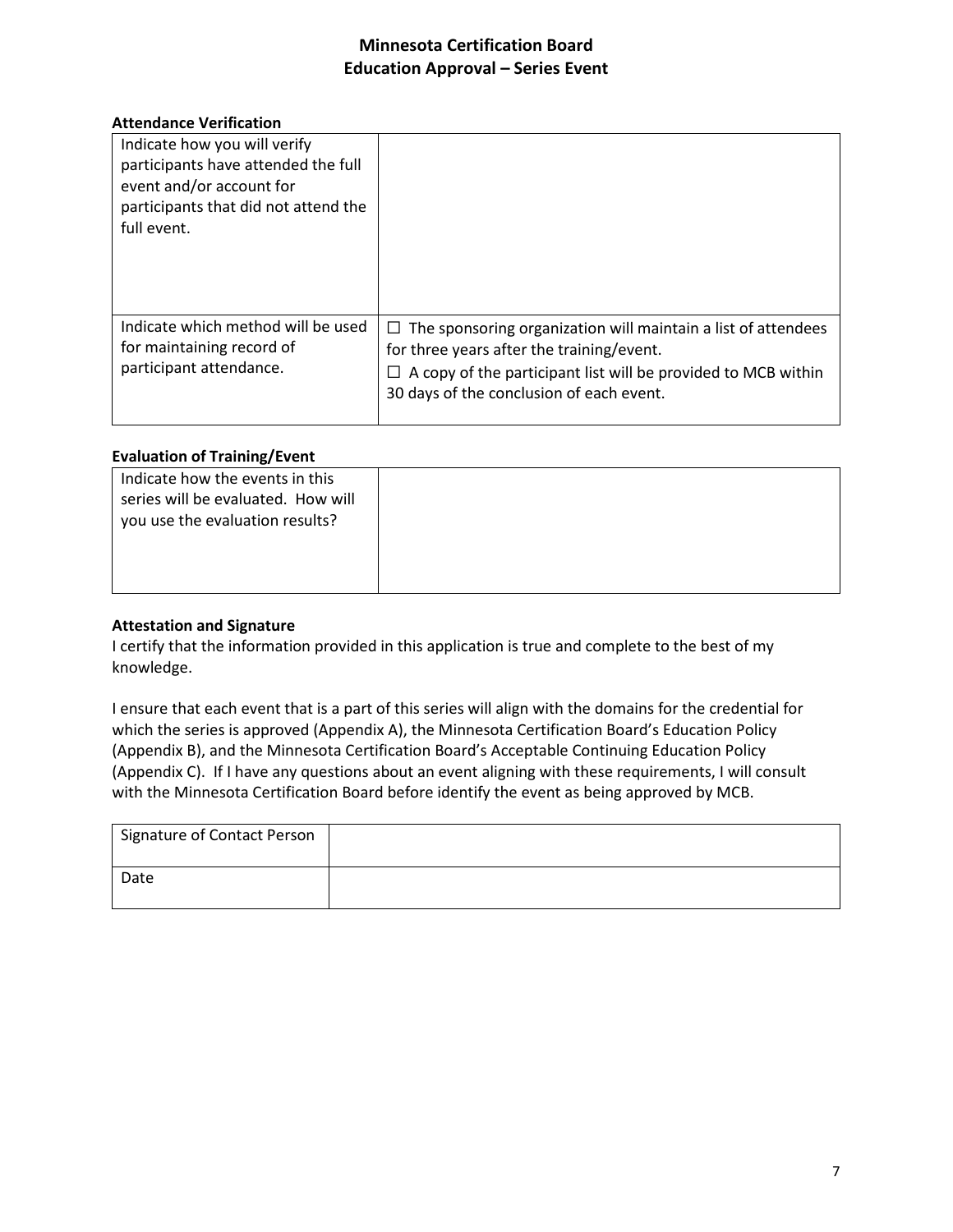# Minnesota Certification Board
## Education Approval – Series Event

**Attendance Verification**

| | |
|---|---|
| Indicate how you will verify participants have attended the full event and/or account for participants that did not attend the full event. | |
| Indicate which method will be used for maintaining record of participant attendance. | ☐ The sponsoring organization will maintain a list of attendees for three years after the training/event.<br>☐ A copy of the participant list will be provided to MCB within 30 days of the conclusion of each event. |

**Evaluation of Training/Event**

| | |
|---|---|
| Indicate how the events in this series will be evaluated. How will you use the evaluation results? | |

**Attestation and Signature**

I certify that the information provided in this application is true and complete to the best of my knowledge.

I ensure that each event that is a part of this series will align with the domains for the credential for which the series is approved (Appendix A), the Minnesota Certification Board's Education Policy (Appendix B), and the Minnesota Certification Board's Acceptable Continuing Education Policy (Appendix C). If I have any questions about an event aligning with these requirements, I will consult with the Minnesota Certification Board before identify the event as being approved by MCB.

| | |
|---|---|
| Signature of Contact Person | |
| Date | |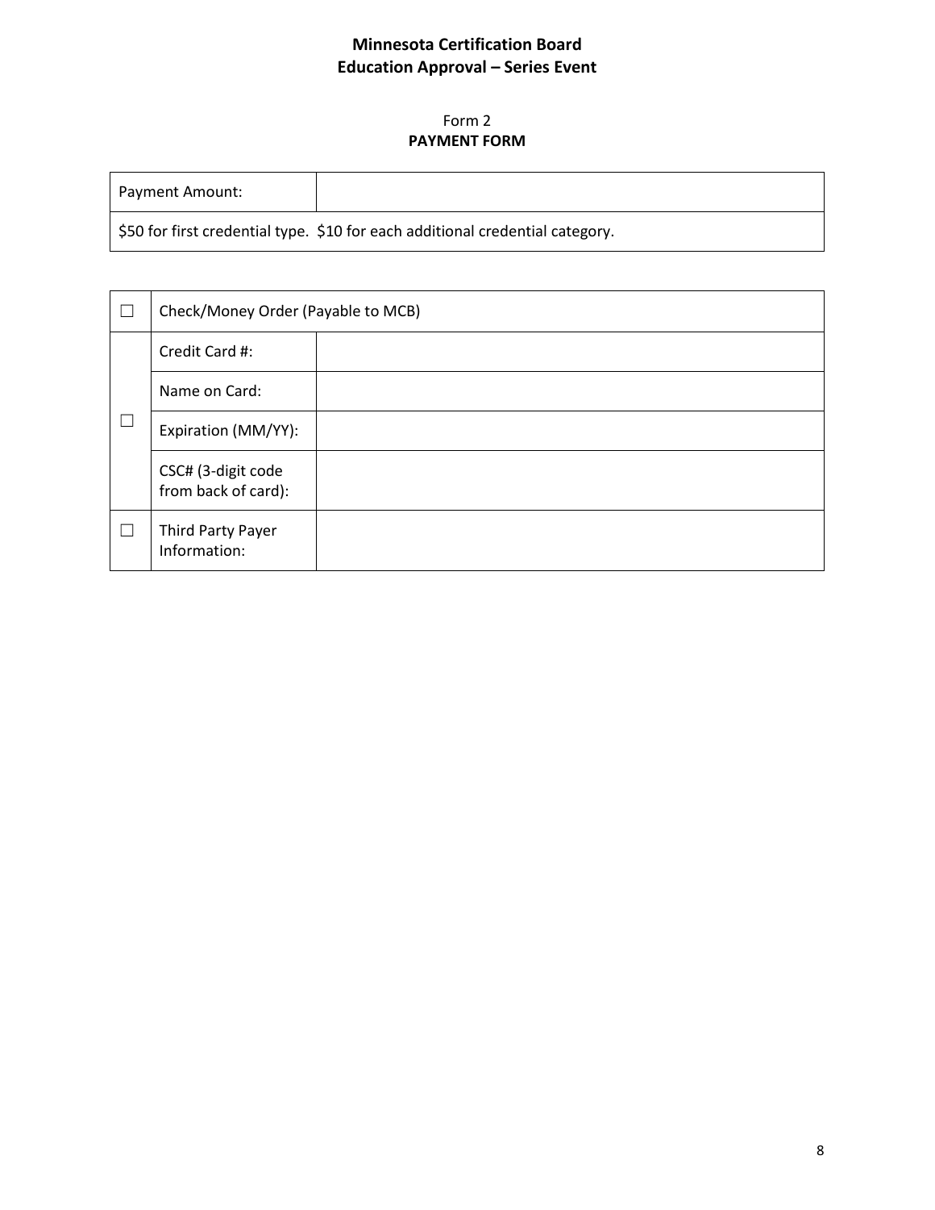**Minnesota Certification Board**
**Education Approval – Series Event**

Form 2
**PAYMENT FORM**

| Payment Amount: | |
|---|---|
| $50 for first credential type. $10 for each additional credential category. | |

| | | |
|---|---|---|
| ☐ | Check/Money Order (Payable to MCB) | |
| ☐ | Credit Card #: | |
| | Name on Card: | |
| | Expiration (MM/YY): | |
| | CSC# (3-digit code from back of card): | |
| ☐ | Third Party Payer Information: | |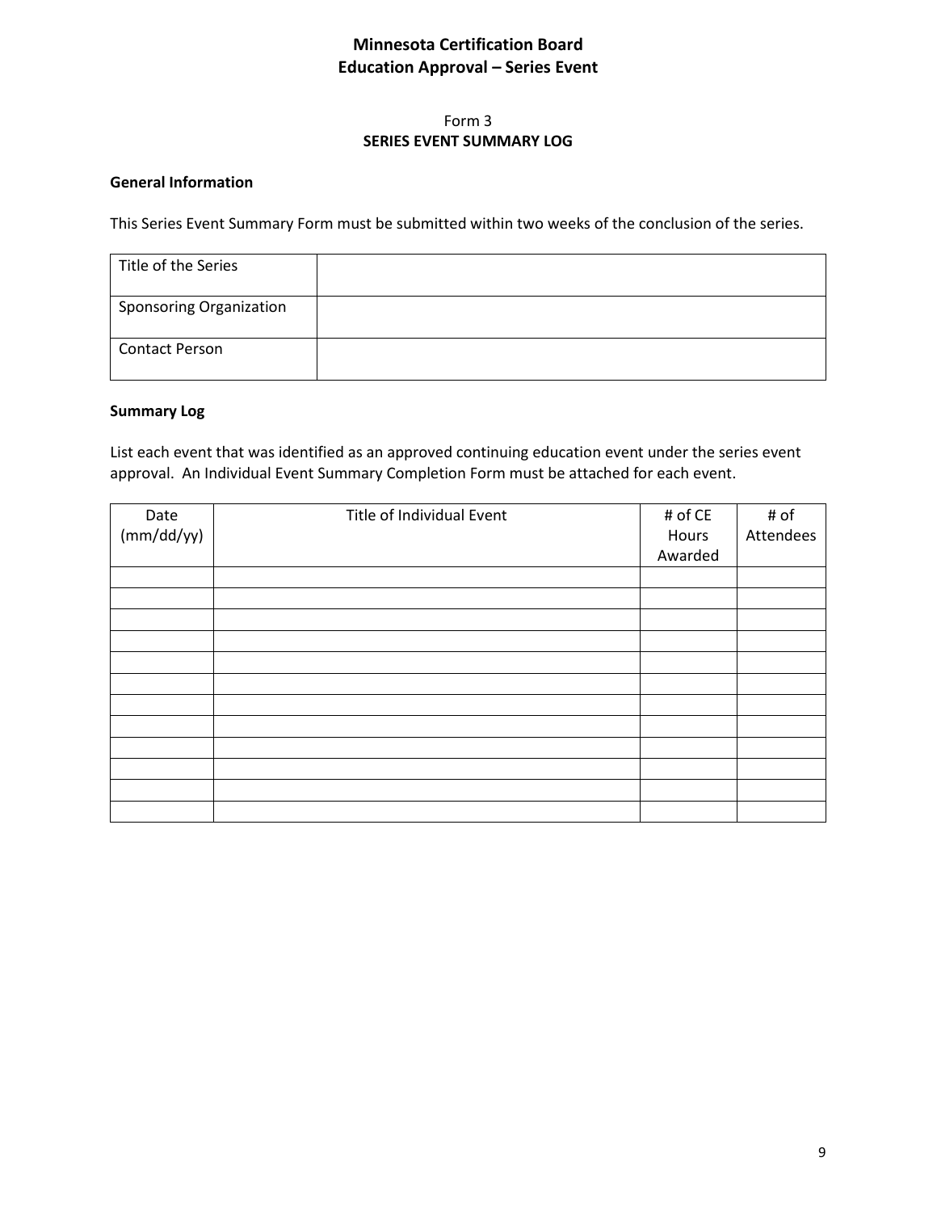# Minnesota Certification Board
## Education Approval – Series Event

Form 3
**SERIES EVENT SUMMARY LOG**

**General Information**

This Series Event Summary Form must be submitted within two weeks of the conclusion of the series.

| Title of the Series | |
|---|---|
| Sponsoring Organization | |
| Contact Person | |

**Summary Log**

List each event that was identified as an approved continuing education event under the series event approval. An Individual Event Summary Completion Form must be attached for each event.

| Date (mm/dd/yy) | Title of Individual Event | # of CE Hours Awarded | # of Attendees |
|---|---|---|---|
| | | | |
| | | | |
| | | | |
| | | | |
| | | | |
| | | | |
| | | | |
| | | | |
| | | | |
| | | | |
| | | | |
| | | | |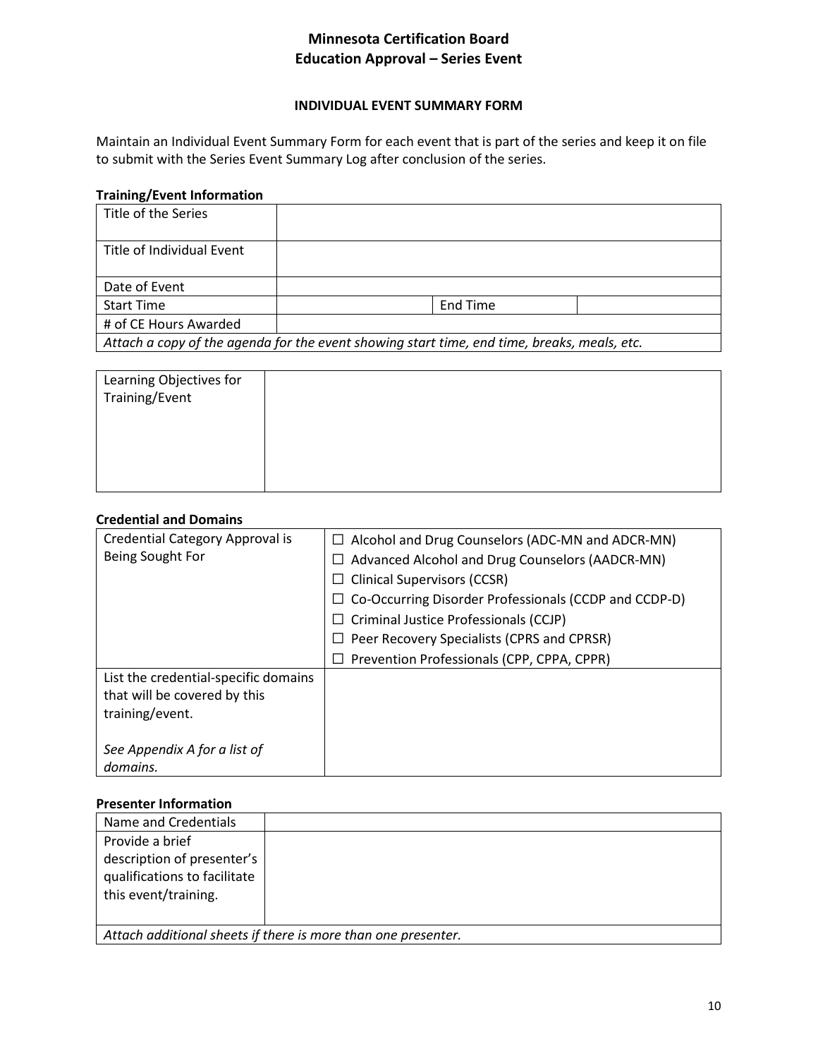# Minnesota Certification Board
## Education Approval – Series Event

### INDIVIDUAL EVENT SUMMARY FORM

Maintain an Individual Event Summary Form for each event that is part of the series and keep it on file to submit with the Series Event Summary Log after conclusion of the series.

**Training/Event Information**

| | | | |
|---|---|---|---|
| Title of the Series | | | |
| Title of Individual Event | | | |
| Date of Event | | | |
| Start Time | | End Time | |
| # of CE Hours Awarded | | | |
| *Attach a copy of the agenda for the event showing start time, end time, breaks, meals, etc.* | | | |

| | |
|---|---|
| Learning Objectives for Training/Event | |

**Credential and Domains**

| | |
|---|---|
| Credential Category Approval is Being Sought For | ☐ Alcohol and Drug Counselors (ADC-MN and ADCR-MN)<br>☐ Advanced Alcohol and Drug Counselors (AADCR-MN)<br>☐ Clinical Supervisors (CCSR)<br>☐ Co-Occurring Disorder Professionals (CCDP and CCDP-D)<br>☐ Criminal Justice Professionals (CCJP)<br>☐ Peer Recovery Specialists (CPRS and CPRSR)<br>☐ Prevention Professionals (CPP, CPPA, CPPR) |
| List the credential-specific domains that will be covered by this training/event.<br><br>*See Appendix A for a list of domains.* | |

**Presenter Information**

| | |
|---|---|
| Name and Credentials | |
| Provide a brief description of presenter's qualifications to facilitate this event/training. | |
| *Attach additional sheets if there is more than one presenter.* | |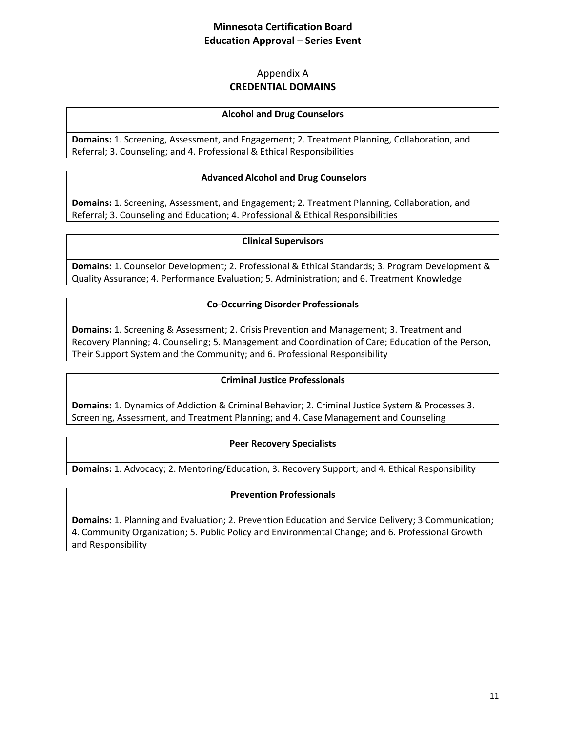## Appendix A
## CREDENTIAL DOMAINS

| Alcohol and Drug Counselors |
| --- |
| **Domains:** 1. Screening, Assessment, and Engagement; 2. Treatment Planning, Collaboration, and Referral; 3. Counseling; and 4. Professional & Ethical Responsibilities |

| Advanced Alcohol and Drug Counselors |
| --- |
| **Domains:** 1. Screening, Assessment, and Engagement; 2. Treatment Planning, Collaboration, and Referral; 3. Counseling and Education; 4. Professional & Ethical Responsibilities |

| Clinical Supervisors |
| --- |
| **Domains:** 1. Counselor Development; 2. Professional & Ethical Standards; 3. Program Development & Quality Assurance; 4. Performance Evaluation; 5. Administration; and 6. Treatment Knowledge |

| Co-Occurring Disorder Professionals |
| --- |
| **Domains:** 1. Screening & Assessment; 2. Crisis Prevention and Management; 3. Treatment and Recovery Planning; 4. Counseling; 5. Management and Coordination of Care; Education of the Person, Their Support System and the Community; and 6. Professional Responsibility |

| Criminal Justice Professionals |
| --- |
| **Domains:** 1. Dynamics of Addiction & Criminal Behavior; 2. Criminal Justice System & Processes 3. Screening, Assessment, and Treatment Planning; and 4. Case Management and Counseling |

| Peer Recovery Specialists |
| --- |
| **Domains:** 1. Advocacy; 2. Mentoring/Education, 3. Recovery Support; and 4. Ethical Responsibility |

| Prevention Professionals |
| --- |
| **Domains:** 1. Planning and Evaluation; 2. Prevention Education and Service Delivery; 3 Communication; 4. Community Organization; 5. Public Policy and Environmental Change; and 6. Professional Growth and Responsibility |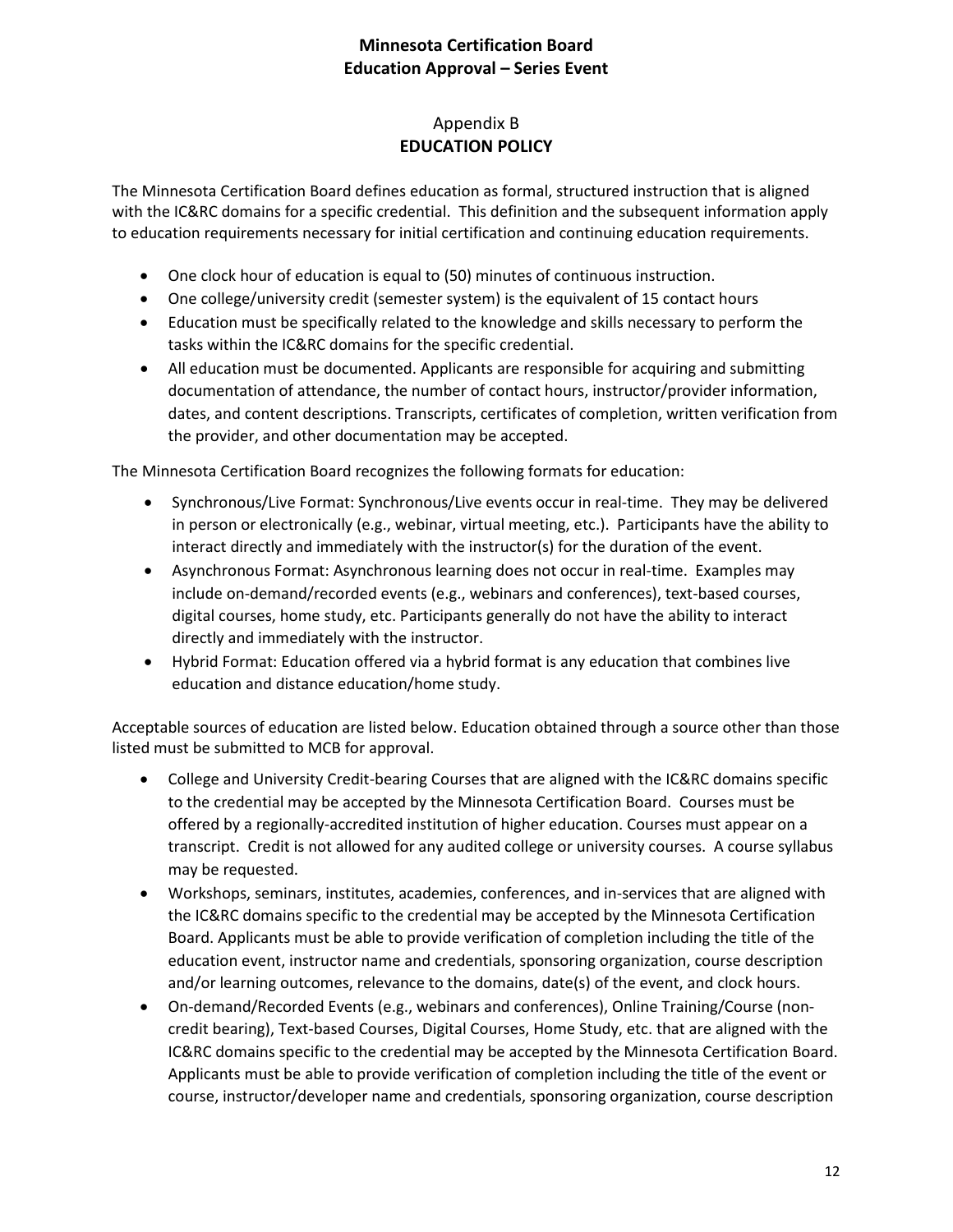# Appendix B
## EDUCATION POLICY

The Minnesota Certification Board defines education as formal, structured instruction that is aligned with the IC&RC domains for a specific credential. This definition and the subsequent information apply to education requirements necessary for initial certification and continuing education requirements.

- One clock hour of education is equal to (50) minutes of continuous instruction.
- One college/university credit (semester system) is the equivalent of 15 contact hours
- Education must be specifically related to the knowledge and skills necessary to perform the tasks within the IC&RC domains for the specific credential.
- All education must be documented. Applicants are responsible for acquiring and submitting documentation of attendance, the number of contact hours, instructor/provider information, dates, and content descriptions. Transcripts, certificates of completion, written verification from the provider, and other documentation may be accepted.

The Minnesota Certification Board recognizes the following formats for education:

- Synchronous/Live Format: Synchronous/Live events occur in real-time. They may be delivered in person or electronically (e.g., webinar, virtual meeting, etc.). Participants have the ability to interact directly and immediately with the instructor(s) for the duration of the event.
- Asynchronous Format: Asynchronous learning does not occur in real-time. Examples may include on-demand/recorded events (e.g., webinars and conferences), text-based courses, digital courses, home study, etc. Participants generally do not have the ability to interact directly and immediately with the instructor.
- Hybrid Format: Education offered via a hybrid format is any education that combines live education and distance education/home study.

Acceptable sources of education are listed below. Education obtained through a source other than those listed must be submitted to MCB for approval.

- College and University Credit-bearing Courses that are aligned with the IC&RC domains specific to the credential may be accepted by the Minnesota Certification Board. Courses must be offered by a regionally-accredited institution of higher education. Courses must appear on a transcript. Credit is not allowed for any audited college or university courses. A course syllabus may be requested.
- Workshops, seminars, institutes, academies, conferences, and in-services that are aligned with the IC&RC domains specific to the credential may be accepted by the Minnesota Certification Board. Applicants must be able to provide verification of completion including the title of the education event, instructor name and credentials, sponsoring organization, course description and/or learning outcomes, relevance to the domains, date(s) of the event, and clock hours.
- On-demand/Recorded Events (e.g., webinars and conferences), Online Training/Course (non-credit bearing), Text-based Courses, Digital Courses, Home Study, etc. that are aligned with the IC&RC domains specific to the credential may be accepted by the Minnesota Certification Board. Applicants must be able to provide verification of completion including the title of the event or course, instructor/developer name and credentials, sponsoring organization, course description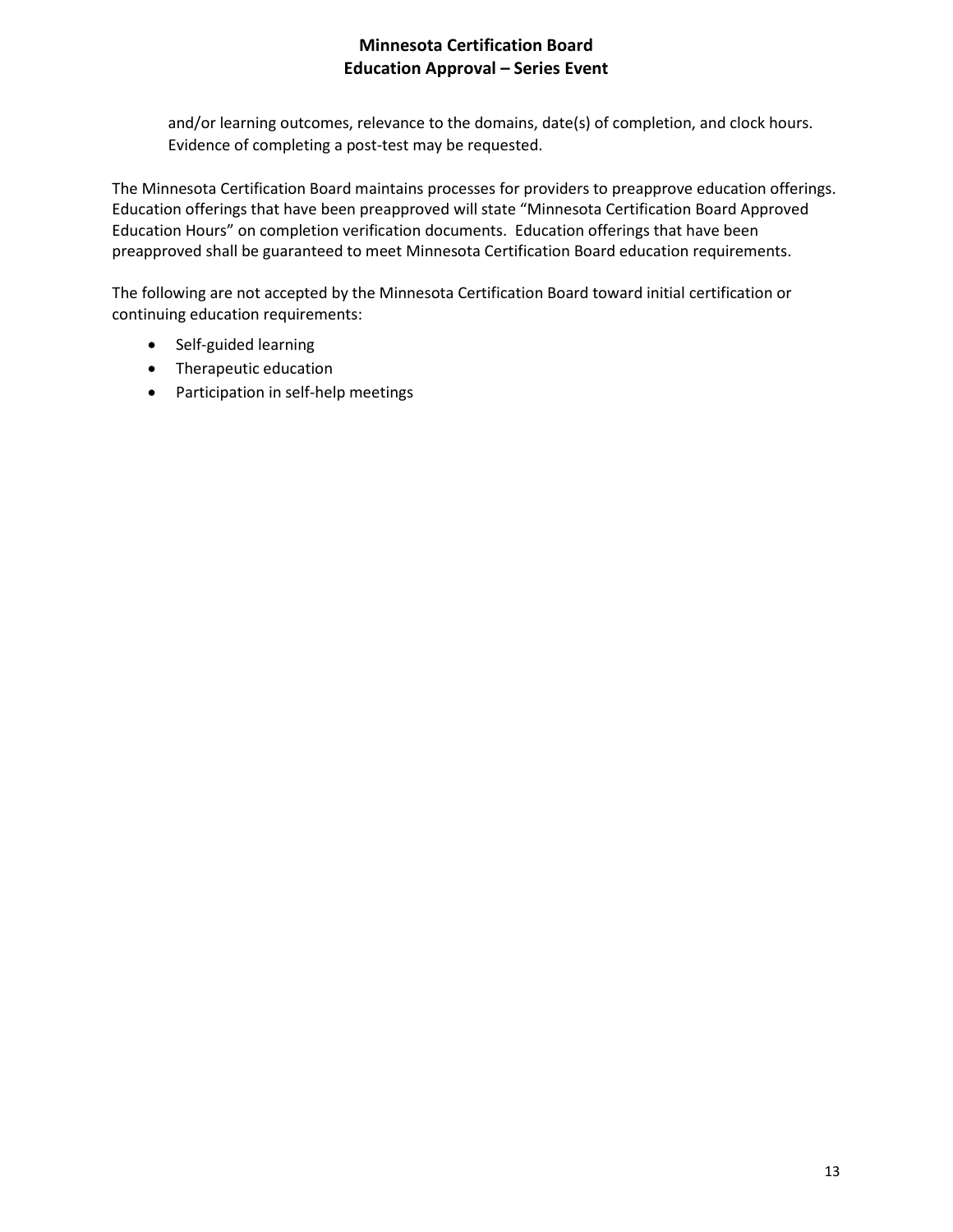and/or learning outcomes, relevance to the domains, date(s) of completion, and clock hours. Evidence of completing a post-test may be requested.

The Minnesota Certification Board maintains processes for providers to preapprove education offerings. Education offerings that have been preapproved will state "Minnesota Certification Board Approved Education Hours" on completion verification documents. Education offerings that have been preapproved shall be guaranteed to meet Minnesota Certification Board education requirements.

The following are not accepted by the Minnesota Certification Board toward initial certification or continuing education requirements:

- Self-guided learning
- Therapeutic education
- Participation in self-help meetings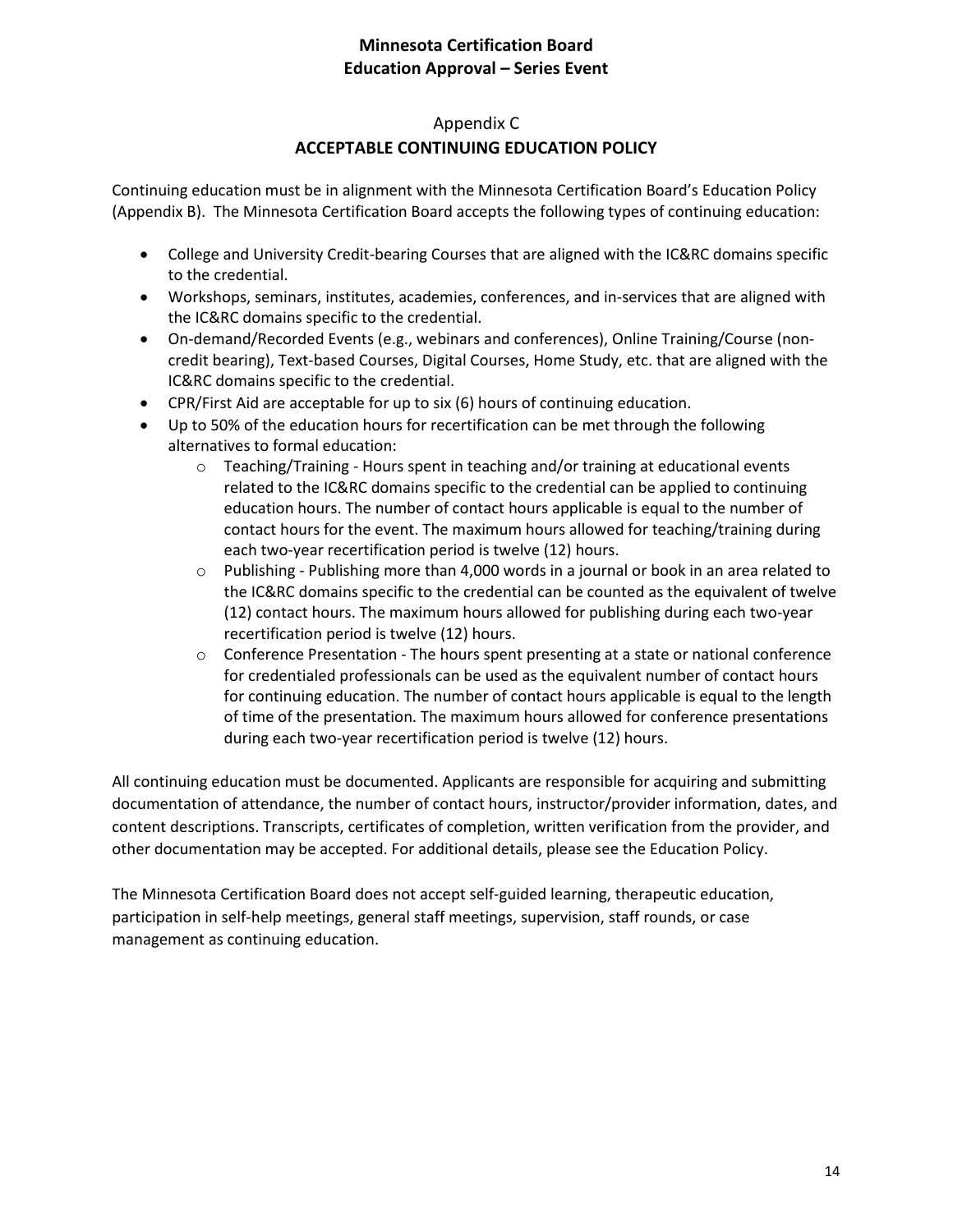## Appendix C

## ACCEPTABLE CONTINUING EDUCATION POLICY

Continuing education must be in alignment with the Minnesota Certification Board's Education Policy (Appendix B). The Minnesota Certification Board accepts the following types of continuing education:

- College and University Credit-bearing Courses that are aligned with the IC&RC domains specific to the credential.
- Workshops, seminars, institutes, academies, conferences, and in-services that are aligned with the IC&RC domains specific to the credential.
- On-demand/Recorded Events (e.g., webinars and conferences), Online Training/Course (non-credit bearing), Text-based Courses, Digital Courses, Home Study, etc. that are aligned with the IC&RC domains specific to the credential.
- CPR/First Aid are acceptable for up to six (6) hours of continuing education.
- Up to 50% of the education hours for recertification can be met through the following alternatives to formal education:
  - Teaching/Training - Hours spent in teaching and/or training at educational events related to the IC&RC domains specific to the credential can be applied to continuing education hours. The number of contact hours applicable is equal to the number of contact hours for the event. The maximum hours allowed for teaching/training during each two-year recertification period is twelve (12) hours.
  - Publishing - Publishing more than 4,000 words in a journal or book in an area related to the IC&RC domains specific to the credential can be counted as the equivalent of twelve (12) contact hours. The maximum hours allowed for publishing during each two-year recertification period is twelve (12) hours.
  - Conference Presentation - The hours spent presenting at a state or national conference for credentialed professionals can be used as the equivalent number of contact hours for continuing education. The number of contact hours applicable is equal to the length of time of the presentation. The maximum hours allowed for conference presentations during each two-year recertification period is twelve (12) hours.

All continuing education must be documented. Applicants are responsible for acquiring and submitting documentation of attendance, the number of contact hours, instructor/provider information, dates, and content descriptions. Transcripts, certificates of completion, written verification from the provider, and other documentation may be accepted. For additional details, please see the Education Policy.

The Minnesota Certification Board does not accept self-guided learning, therapeutic education, participation in self-help meetings, general staff meetings, supervision, staff rounds, or case management as continuing education.